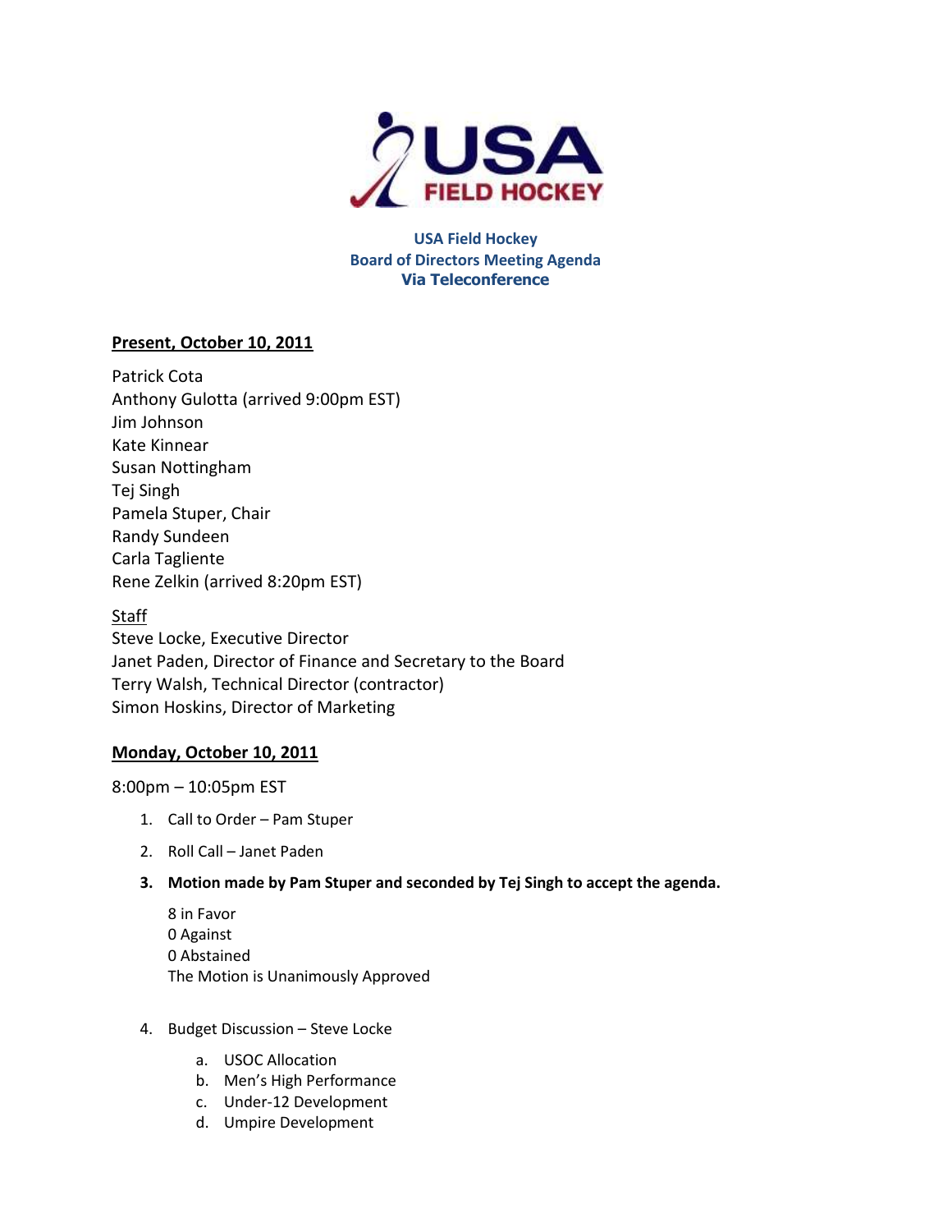# USA Field Hockey
## Board of Directors Meeting Agenda
## Via Teleconference

**Present, October 10, 2011**

Patrick Cota
Anthony Gulotta (arrived 9:00pm EST)
Jim Johnson
Kate Kinnear
Susan Nottingham
Tej Singh
Pamela Stuper, Chair
Randy Sundeen
Carla Tagliente
Rene Zelkin (arrived 8:20pm EST)

Staff
Steve Locke, Executive Director
Janet Paden, Director of Finance and Secretary to the Board
Terry Walsh, Technical Director (contractor)
Simon Hoskins, Director of Marketing

**Monday, October 10, 2011**

8:00pm – 10:05pm EST

1. Call to Order – Pam Stuper
2. Roll Call – Janet Paden
3. **Motion made by Pam Stuper and seconded by Tej Singh to accept the agenda.**

   8 in Favor
   0 Against
   0 Abstained
   The Motion is Unanimously Approved

4. Budget Discussion – Steve Locke
   a. USOC Allocation
   b. Men's High Performance
   c. Under-12 Development
   d. Umpire Development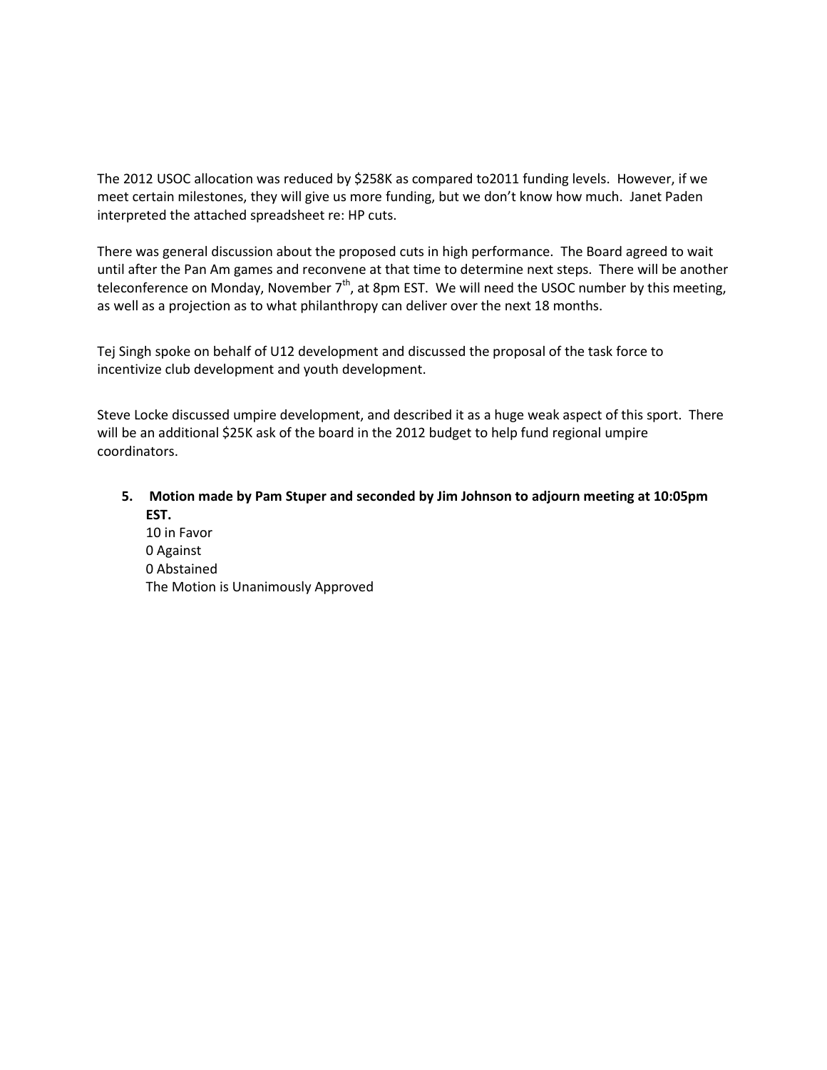The 2012 USOC allocation was reduced by $258K as compared to2011 funding levels. However, if we meet certain milestones, they will give us more funding, but we don't know how much. Janet Paden interpreted the attached spreadsheet re: HP cuts.

There was general discussion about the proposed cuts in high performance. The Board agreed to wait until after the Pan Am games and reconvene at that time to determine next steps. There will be another teleconference on Monday, November 7th, at 8pm EST. We will need the USOC number by this meeting, as well as a projection as to what philanthropy can deliver over the next 18 months.

Tej Singh spoke on behalf of U12 development and discussed the proposal of the task force to incentivize club development and youth development.

Steve Locke discussed umpire development, and described it as a huge weak aspect of this sport. There will be an additional $25K ask of the board in the 2012 budget to help fund regional umpire coordinators.

5. **Motion made by Pam Stuper and seconded by Jim Johnson to adjourn meeting at 10:05pm EST.**
   10 in Favor
   0 Against
   0 Abstained
   The Motion is Unanimously Approved